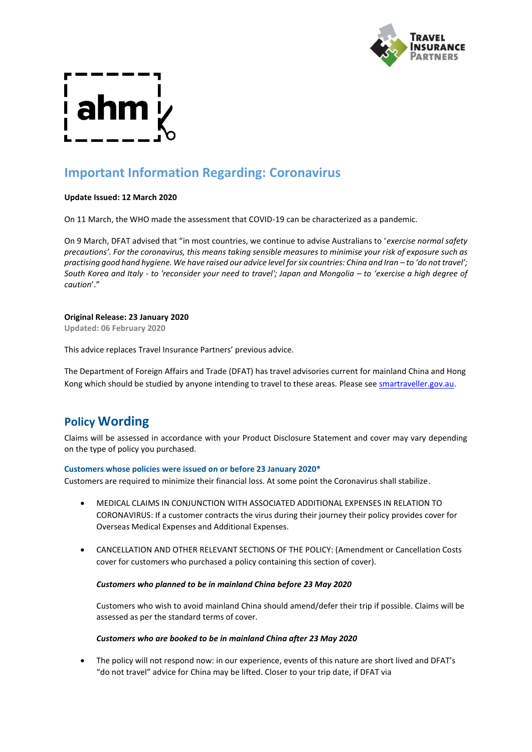# Important Information Regarding: Coronavirus

**Update Issued: 12 March 2020**

On 11 March, the WHO made the assessment that COVID-19 can be characterized as a pandemic.

On 9 March, DFAT advised that "in most countries, we continue to advise Australians to '*exercise normal safety precautions'. For the coronavirus, this means taking sensible measures to minimise your risk of exposure such as practising good hand hygiene. We have raised our advice level for six countries: China and Iran – to 'do not travel'; South Korea and Italy - to 'reconsider your need to travel'; Japan and Mongolia – to 'exercise a high degree of caution*'."

**Original Release: 23 January 2020**
**Updated: 06 February 2020**

This advice replaces Travel Insurance Partners' previous advice.

The Department of Foreign Affairs and Trade (DFAT) has travel advisories current for mainland China and Hong Kong which should be studied by anyone intending to travel to these areas. Please see [smartraveller.gov.au](smartraveller.gov.au).

## Policy Wording

Claims will be assessed in accordance with your Product Disclosure Statement and cover may vary depending on the type of policy you purchased.

#### Customers whose policies were issued on or before 23 January 2020*

Customers are required to minimize their financial loss. At some point the Coronavirus shall stabilize.

- MEDICAL CLAIMS IN CONJUNCTION WITH ASSOCIATED ADDITIONAL EXPENSES IN RELATION TO CORONAVIRUS: If a customer contracts the virus during their journey their policy provides cover for Overseas Medical Expenses and Additional Expenses.

- CANCELLATION AND OTHER RELEVANT SECTIONS OF THE POLICY: (Amendment or Cancellation Costs cover for customers who purchased a policy containing this section of cover).

  ***Customers who planned to be in mainland China before 23 May 2020***

  Customers who wish to avoid mainland China should amend/defer their trip if possible. Claims will be assessed as per the standard terms of cover.

  ***Customers who are booked to be in mainland China after 23 May 2020***

- The policy will not respond now: in our experience, events of this nature are short lived and DFAT's "do not travel" advice for China may be lifted. Closer to your trip date, if DFAT via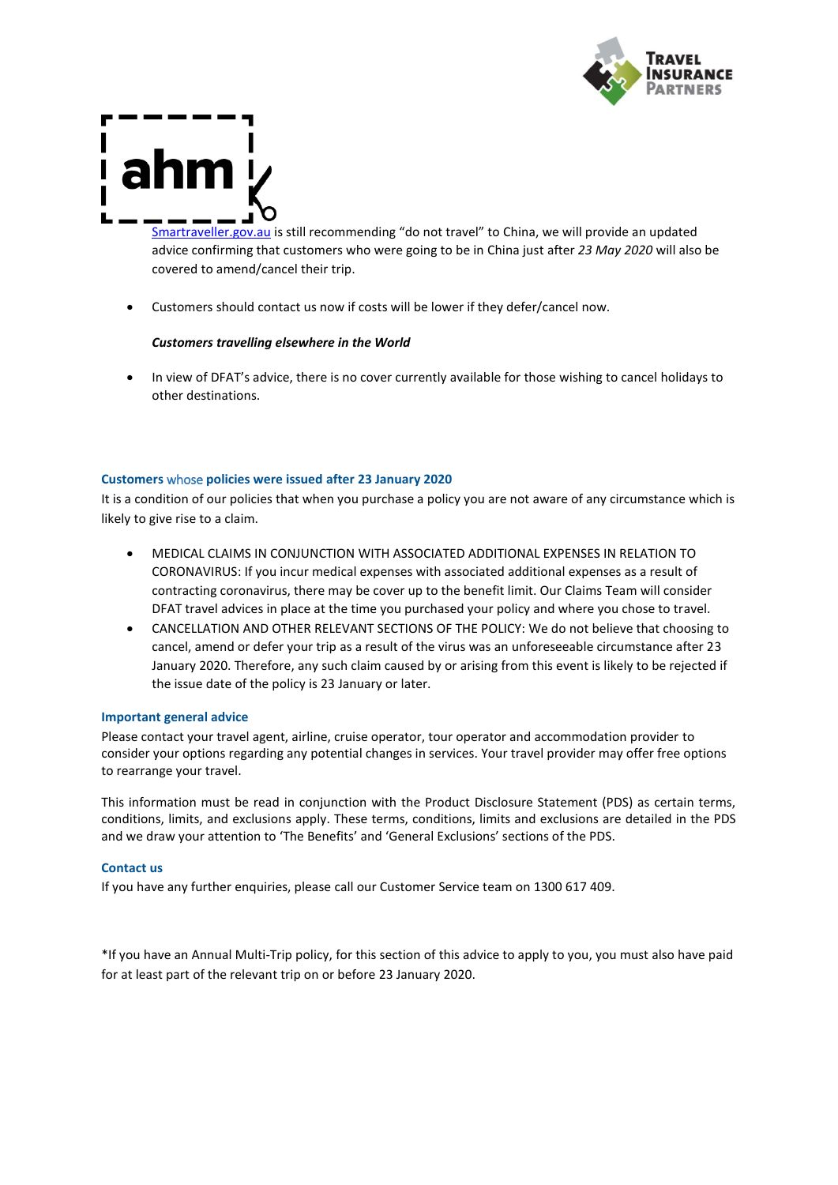Smartraveller.gov.au is still recommending "do not travel" to China, we will provide an updated advice confirming that customers who were going to be in China just after *23 May 2020* will also be covered to amend/cancel their trip.

- Customers should contact us now if costs will be lower if they defer/cancel now.

***Customers travelling elsewhere in the World***

- In view of DFAT's advice, there is no cover currently available for those wishing to cancel holidays to other destinations.

### Customers whose policies were issued after 23 January 2020

It is a condition of our policies that when you purchase a policy you are not aware of any circumstance which is likely to give rise to a claim.

- MEDICAL CLAIMS IN CONJUNCTION WITH ASSOCIATED ADDITIONAL EXPENSES IN RELATION TO CORONAVIRUS: If you incur medical expenses with associated additional expenses as a result of contracting coronavirus, there may be cover up to the benefit limit. Our Claims Team will consider DFAT travel advices in place at the time you purchased your policy and where you chose to travel.
- CANCELLATION AND OTHER RELEVANT SECTIONS OF THE POLICY: We do not believe that choosing to cancel, amend or defer your trip as a result of the virus was an unforeseeable circumstance after 23 January 2020. Therefore, any such claim caused by or arising from this event is likely to be rejected if the issue date of the policy is 23 January or later.

### Important general advice

Please contact your travel agent, airline, cruise operator, tour operator and accommodation provider to consider your options regarding any potential changes in services. Your travel provider may offer free options to rearrange your travel.

This information must be read in conjunction with the Product Disclosure Statement (PDS) as certain terms, conditions, limits, and exclusions apply. These terms, conditions, limits and exclusions are detailed in the PDS and we draw your attention to 'The Benefits' and 'General Exclusions' sections of the PDS.

### Contact us

If you have any further enquiries, please call our Customer Service team on 1300 617 409.

*If you have an Annual Multi-Trip policy, for this section of this advice to apply to you, you must also have paid for at least part of the relevant trip on or before 23 January 2020.